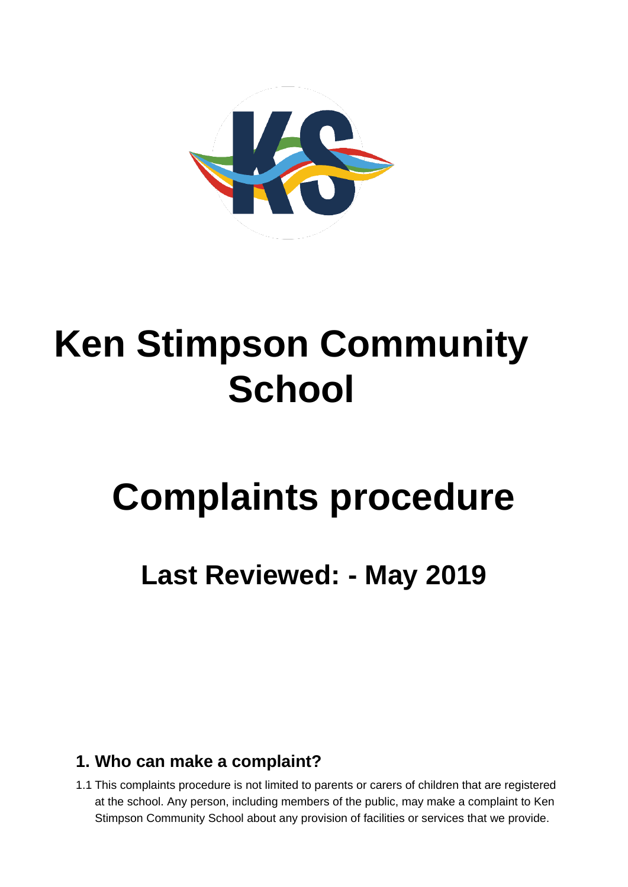# Ken Stimpson Community School

# Complaints procedure

## Last Reviewed: - May 2019

## 1. Who can make a complaint?

1.1 This complaints procedure is not limited to parents or carers of children that are registered at the school. Any person, including members of the public, may make a complaint to Ken Stimpson Community School about any provision of facilities or services that we provide.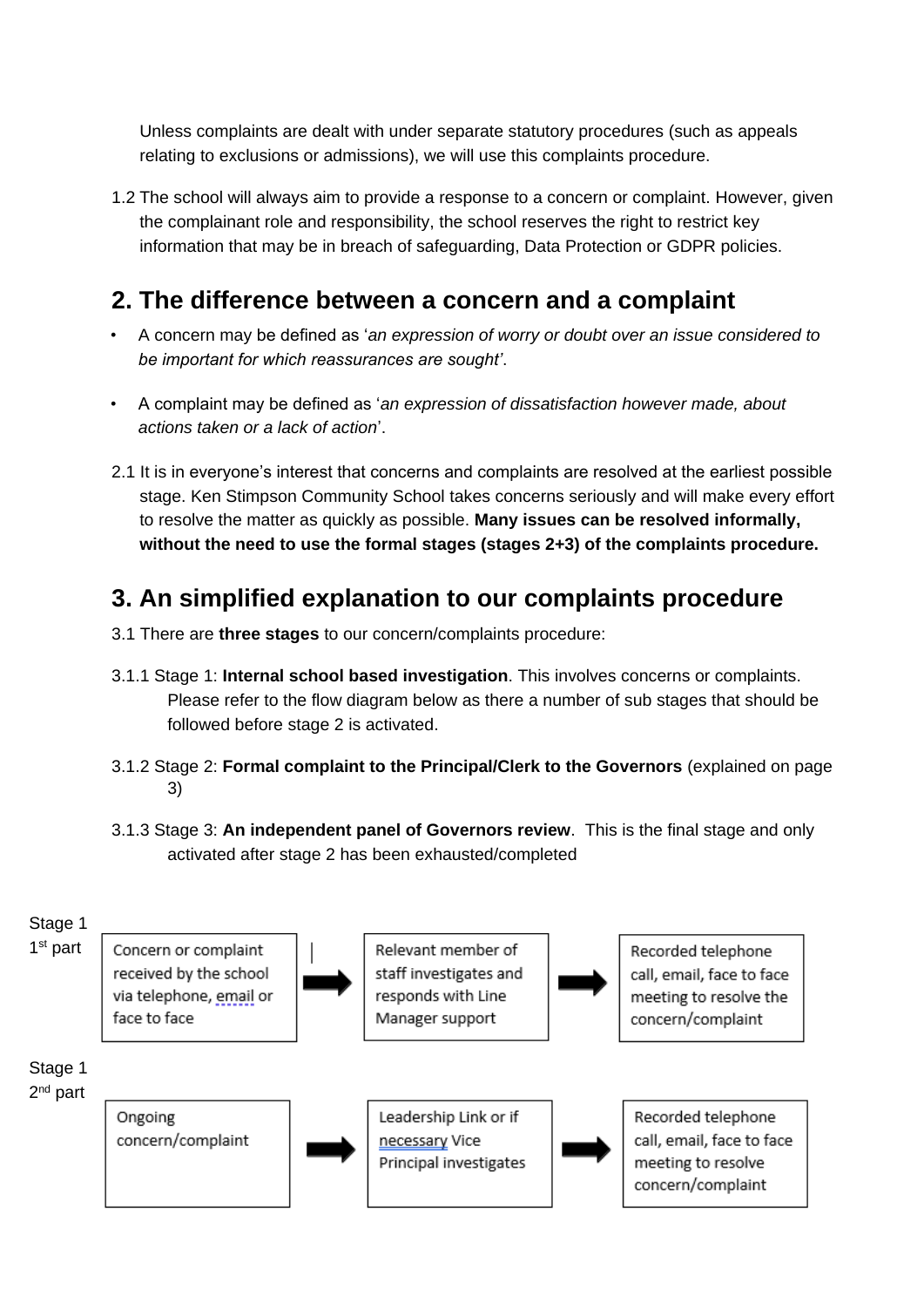Unless complaints are dealt with under separate statutory procedures (such as appeals relating to exclusions or admissions), we will use this complaints procedure.

1.2 The school will always aim to provide a response to a concern or complaint. However, given the complainant role and responsibility, the school reserves the right to restrict key information that may be in breach of safeguarding, Data Protection or GDPR policies.

## 2. The difference between a concern and a complaint

- A concern may be defined as '*an expression of worry or doubt over an issue considered to be important for which reassurances are sought'*.
- A complaint may be defined as '*an expression of dissatisfaction however made, about actions taken or a lack of action*'.

2.1 It is in everyone's interest that concerns and complaints are resolved at the earliest possible stage. Ken Stimpson Community School takes concerns seriously and will make every effort to resolve the matter as quickly as possible. **Many issues can be resolved informally, without the need to use the formal stages (stages 2+3) of the complaints procedure.**

## 3. An simplified explanation to our complaints procedure

3.1 There are **three stages** to our concern/complaints procedure:

3.1.1 Stage 1: **Internal school based investigation**. This involves concerns or complaints. Please refer to the flow diagram below as there a number of sub stages that should be followed before stage 2 is activated.

3.1.2 Stage 2: **Formal complaint to the Principal/Clerk to the Governors** (explained on page 3)

3.1.3 Stage 3: **An independent panel of Governors review**. This is the final stage and only activated after stage 2 has been exhausted/completed

Stage 1 1st part

Concern or complaint received by the school via telephone, email or face to face → Relevant member of staff investigates and responds with Line Manager support → Recorded telephone call, email, face to face meeting to resolve the concern/complaint

Stage 1 2nd part

Ongoing concern/complaint → Leadership Link or if necessary Vice Principal investigates → Recorded telephone call, email, face to face meeting to resolve concern/complaint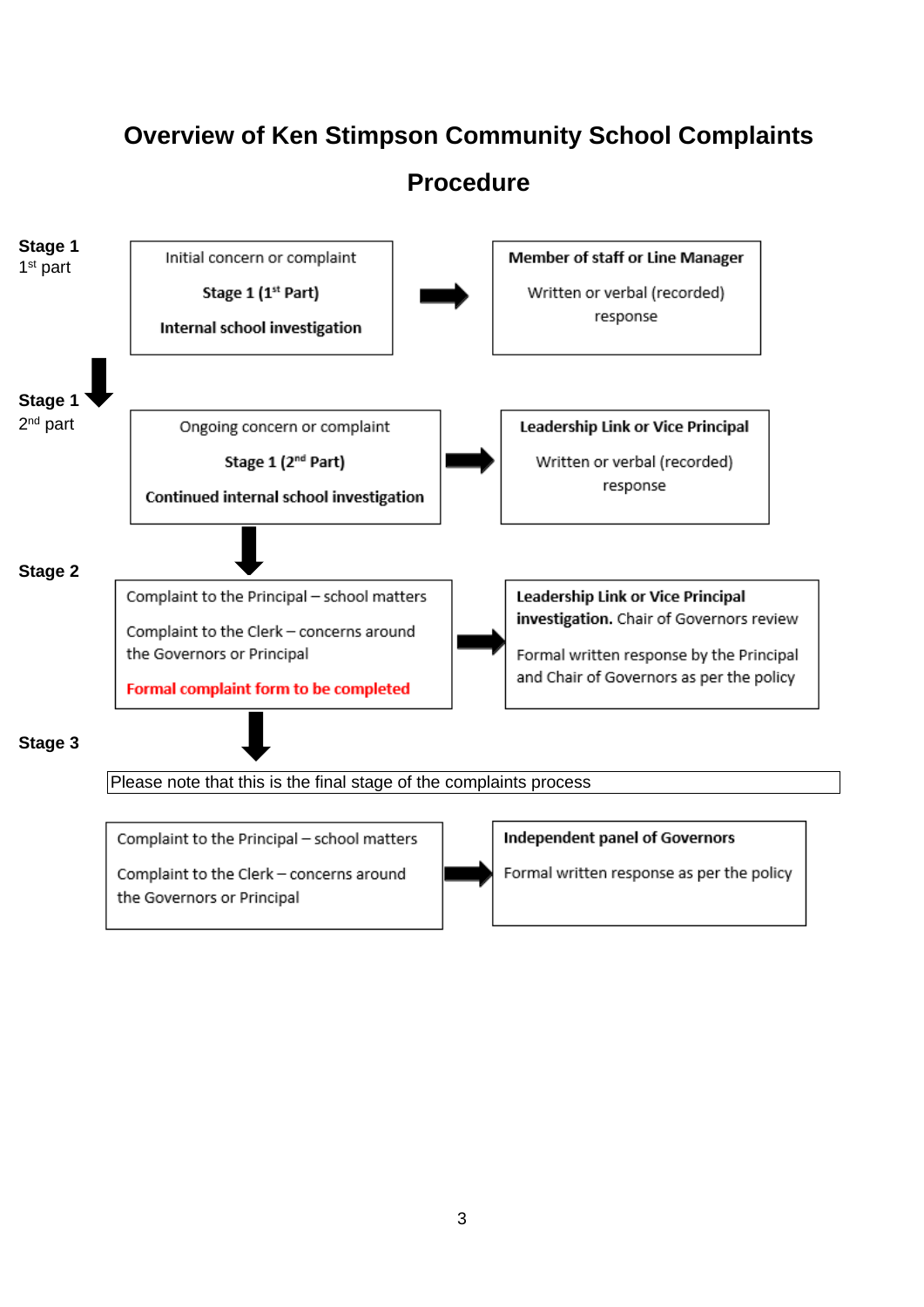# Overview of Ken Stimpson Community School Complaints Procedure

**Stage 1**
1st part

Initial concern or complaint

**Stage 1 (1st Part)**

**Internal school investigation**

→

**Member of staff or Line Manager**

Written or verbal (recorded) response

↓

**Stage 1**
2nd part

Ongoing concern or complaint

**Stage 1 (2nd Part)**

**Continued internal school investigation**

→

**Leadership Link or Vice Principal**

Written or verbal (recorded) response

↓

**Stage 2**

Complaint to the Principal – school matters

Complaint to the Clerk – concerns around the Governors or Principal

**Formal complaint form to be completed**

→

**Leadership Link or Vice Principal investigation.** Chair of Governors review

Formal written response by the Principal and Chair of Governors as per the policy

↓

**Stage 3**

Please note that this is the final stage of the complaints process

Complaint to the Principal – school matters

Complaint to the Clerk – concerns around the Governors or Principal

→

**Independent panel of Governors**

Formal written response as per the policy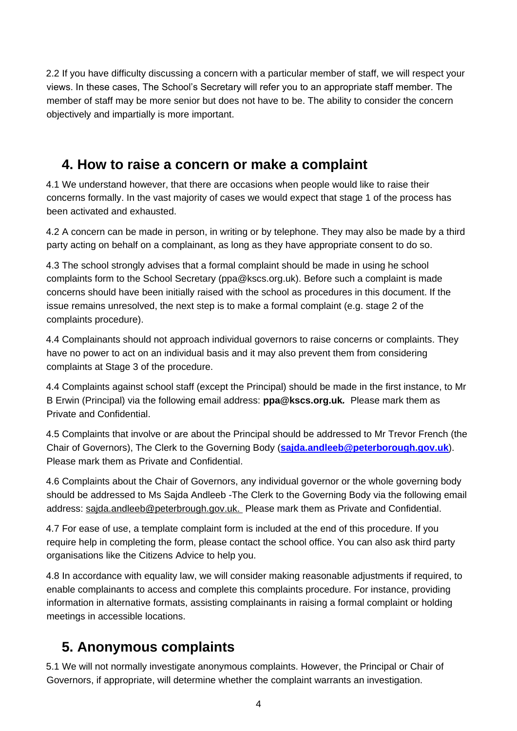2.2 If you have difficulty discussing a concern with a particular member of staff, we will respect your views. In these cases, The School's Secretary will refer you to an appropriate staff member. The member of staff may be more senior but does not have to be. The ability to consider the concern objectively and impartially is more important.

## 4. How to raise a concern or make a complaint

4.1 We understand however, that there are occasions when people would like to raise their concerns formally. In the vast majority of cases we would expect that stage 1 of the process has been activated and exhausted.

4.2 A concern can be made in person, in writing or by telephone. They may also be made by a third party acting on behalf on a complainant, as long as they have appropriate consent to do so.

4.3 The school strongly advises that a formal complaint should be made in using he school complaints form to the School Secretary (ppa@kscs.org.uk). Before such a complaint is made concerns should have been initially raised with the school as procedures in this document. If the issue remains unresolved, the next step is to make a formal complaint (e.g. stage 2 of the complaints procedure).

4.4 Complainants should not approach individual governors to raise concerns or complaints. They have no power to act on an individual basis and it may also prevent them from considering complaints at Stage 3 of the procedure.

4.4 Complaints against school staff (except the Principal) should be made in the first instance, to Mr B Erwin (Principal) via the following email address: **ppa@kscs.org.uk.** Please mark them as Private and Confidential.

4.5 Complaints that involve or are about the Principal should be addressed to Mr Trevor French (the Chair of Governors), The Clerk to the Governing Body (**sajda.andleeb@peterborough.gov.uk**). Please mark them as Private and Confidential.

4.6 Complaints about the Chair of Governors, any individual governor or the whole governing body should be addressed to Ms Sajda Andleeb -The Clerk to the Governing Body via the following email address: sajda.andleeb@peterbrough.gov.uk. Please mark them as Private and Confidential.

4.7 For ease of use, a template complaint form is included at the end of this procedure. If you require help in completing the form, please contact the school office. You can also ask third party organisations like the Citizens Advice to help you.

4.8 In accordance with equality law, we will consider making reasonable adjustments if required, to enable complainants to access and complete this complaints procedure. For instance, providing information in alternative formats, assisting complainants in raising a formal complaint or holding meetings in accessible locations.

## 5. Anonymous complaints

5.1 We will not normally investigate anonymous complaints. However, the Principal or Chair of Governors, if appropriate, will determine whether the complaint warrants an investigation.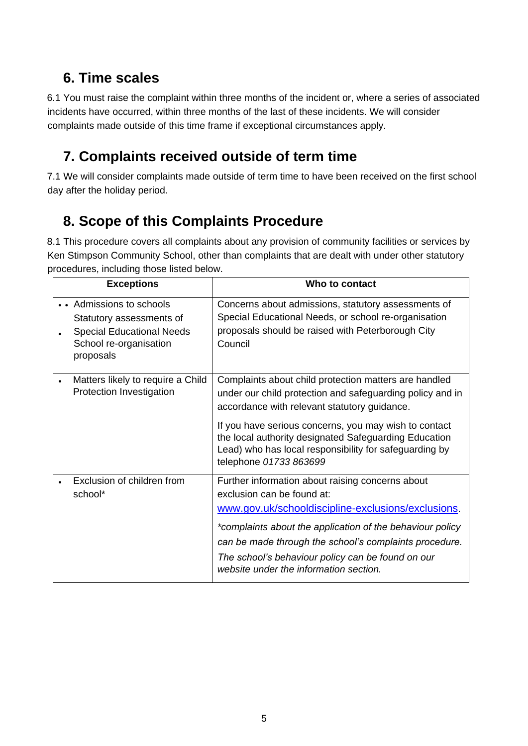## 6. Time scales

6.1 You must raise the complaint within three months of the incident or, where a series of associated incidents have occurred, within three months of the last of these incidents. We will consider complaints made outside of this time frame if exceptional circumstances apply.

## 7. Complaints received outside of term time

7.1 We will consider complaints made outside of term time to have been received on the first school day after the holiday period.

## 8. Scope of this Complaints Procedure

8.1 This procedure covers all complaints about any provision of community facilities or services by Ken Stimpson Community School, other than complaints that are dealt with under other statutory procedures, including those listed below.

| Exceptions | Who to contact |
|---|---|
| • Admissions to schools<br>• Statutory assessments of Special Educational Needs<br>• School re-organisation proposals | Concerns about admissions, statutory assessments of Special Educational Needs, or school re-organisation proposals should be raised with Peterborough City Council |
| • Matters likely to require a Child Protection Investigation | Complaints about child protection matters are handled under our child protection and safeguarding policy and in accordance with relevant statutory guidance.<br><br>If you have serious concerns, you may wish to contact the local authority designated Safeguarding Education Lead) who has local responsibility for safeguarding by telephone *01733 863699* |
| • Exclusion of children from school* | Further information about raising concerns about exclusion can be found at: [www.gov.uk/schooldiscipline-exclusions/exclusions](www.gov.uk/schooldiscipline-exclusions/exclusions).<br><br>**complaints about the application of the behaviour policy can be made through the school's complaints procedure.*<br><br>*The school's behaviour policy can be found on our website under the information section.* |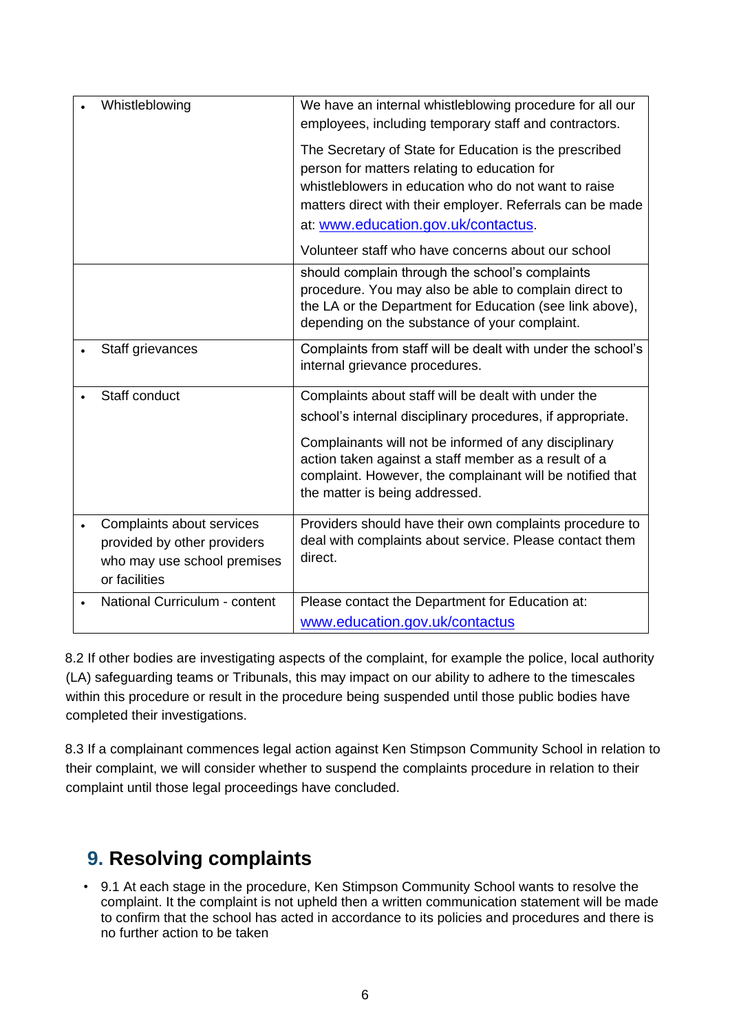| | |
|---|---|
| • Whistleblowing | We have an internal whistleblowing procedure for all our employees, including temporary staff and contractors. The Secretary of State for Education is the prescribed person for matters relating to education for whistleblowers in education who do not want to raise matters direct with their employer. Referrals can be made at: [www.education.gov.uk/contactus](www.education.gov.uk/contactus). Volunteer staff who have concerns about our school |
| | should complain through the school's complaints procedure. You may also be able to complain direct to the LA or the Department for Education (see link above), depending on the substance of your complaint. |
| • Staff grievances | Complaints from staff will be dealt with under the school's internal grievance procedures. |
| • Staff conduct | Complaints about staff will be dealt with under the school's internal disciplinary procedures, if appropriate. Complainants will not be informed of any disciplinary action taken against a staff member as a result of a complaint. However, the complainant will be notified that the matter is being addressed. |
| • Complaints about services provided by other providers who may use school premises or facilities | Providers should have their own complaints procedure to deal with complaints about service. Please contact them direct. |
| • National Curriculum - content | Please contact the Department for Education at: [www.education.gov.uk/contactus](www.education.gov.uk/contactus) |

8.2 If other bodies are investigating aspects of the complaint, for example the police, local authority (LA) safeguarding teams or Tribunals, this may impact on our ability to adhere to the timescales within this procedure or result in the procedure being suspended until those public bodies have completed their investigations.

8.3 If a complainant commences legal action against Ken Stimpson Community School in relation to their complaint, we will consider whether to suspend the complaints procedure in relation to their complaint until those legal proceedings have concluded.

## 9. Resolving complaints

- 9.1 At each stage in the procedure, Ken Stimpson Community School wants to resolve the complaint. It the complaint is not upheld then a written communication statement will be made to confirm that the school has acted in accordance to its policies and procedures and there is no further action to be taken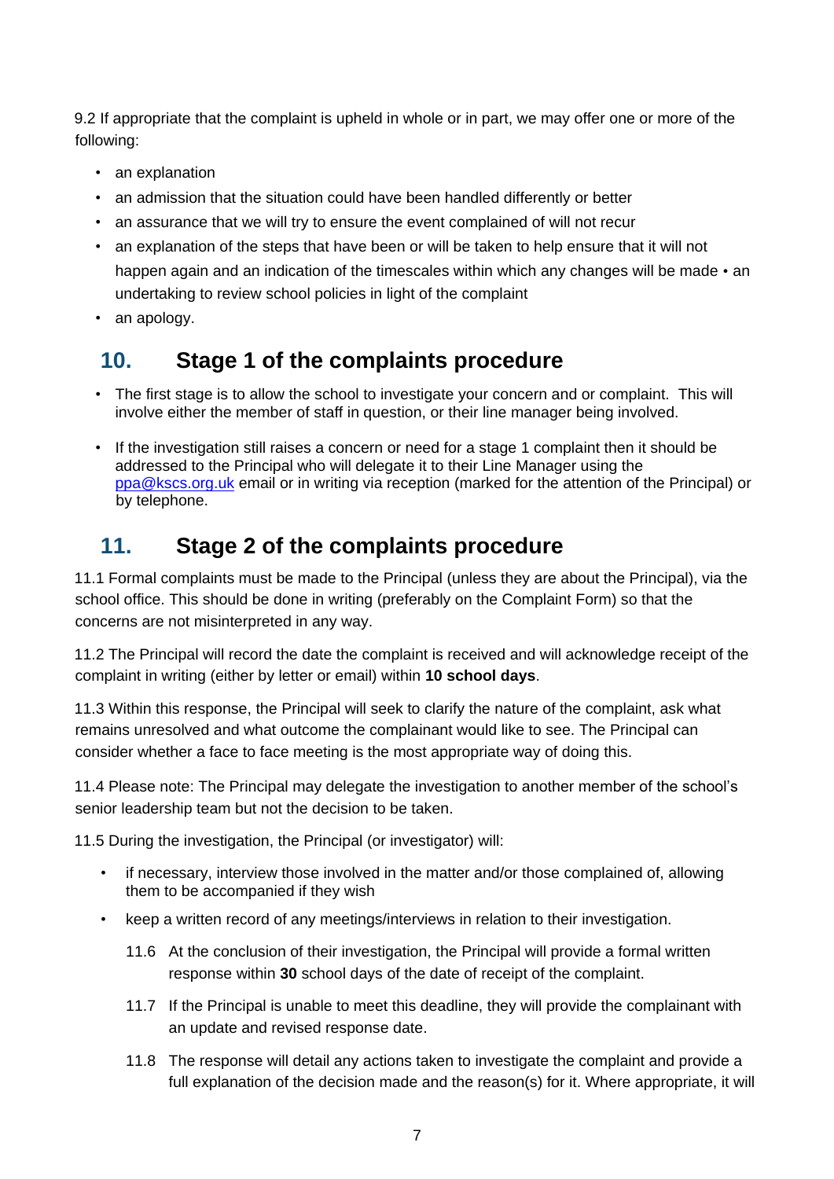9.2 If appropriate that the complaint is upheld in whole or in part, we may offer one or more of the following:

- an explanation
- an admission that the situation could have been handled differently or better
- an assurance that we will try to ensure the event complained of will not recur
- an explanation of the steps that have been or will be taken to help ensure that it will not happen again and an indication of the timescales within which any changes will be made • an undertaking to review school policies in light of the complaint
- an apology.

## 10. Stage 1 of the complaints procedure

- The first stage is to allow the school to investigate your concern and or complaint. This will involve either the member of staff in question, or their line manager being involved.

- If the investigation still raises a concern or need for a stage 1 complaint then it should be addressed to the Principal who will delegate it to their Line Manager using the [ppa@kscs.org.uk](mailto:ppa@kscs.org.uk) email or in writing via reception (marked for the attention of the Principal) or by telephone.

## 11. Stage 2 of the complaints procedure

11.1 Formal complaints must be made to the Principal (unless they are about the Principal), via the school office. This should be done in writing (preferably on the Complaint Form) so that the concerns are not misinterpreted in any way.

11.2 The Principal will record the date the complaint is received and will acknowledge receipt of the complaint in writing (either by letter or email) within **10 school days**.

11.3 Within this response, the Principal will seek to clarify the nature of the complaint, ask what remains unresolved and what outcome the complainant would like to see. The Principal can consider whether a face to face meeting is the most appropriate way of doing this.

11.4 Please note: The Principal may delegate the investigation to another member of the school's senior leadership team but not the decision to be taken.

11.5 During the investigation, the Principal (or investigator) will:

- if necessary, interview those involved in the matter and/or those complained of, allowing them to be accompanied if they wish
- keep a written record of any meetings/interviews in relation to their investigation.

11.6 At the conclusion of their investigation, the Principal will provide a formal written response within **30** school days of the date of receipt of the complaint.

11.7 If the Principal is unable to meet this deadline, they will provide the complainant with an update and revised response date.

11.8 The response will detail any actions taken to investigate the complaint and provide a full explanation of the decision made and the reason(s) for it. Where appropriate, it will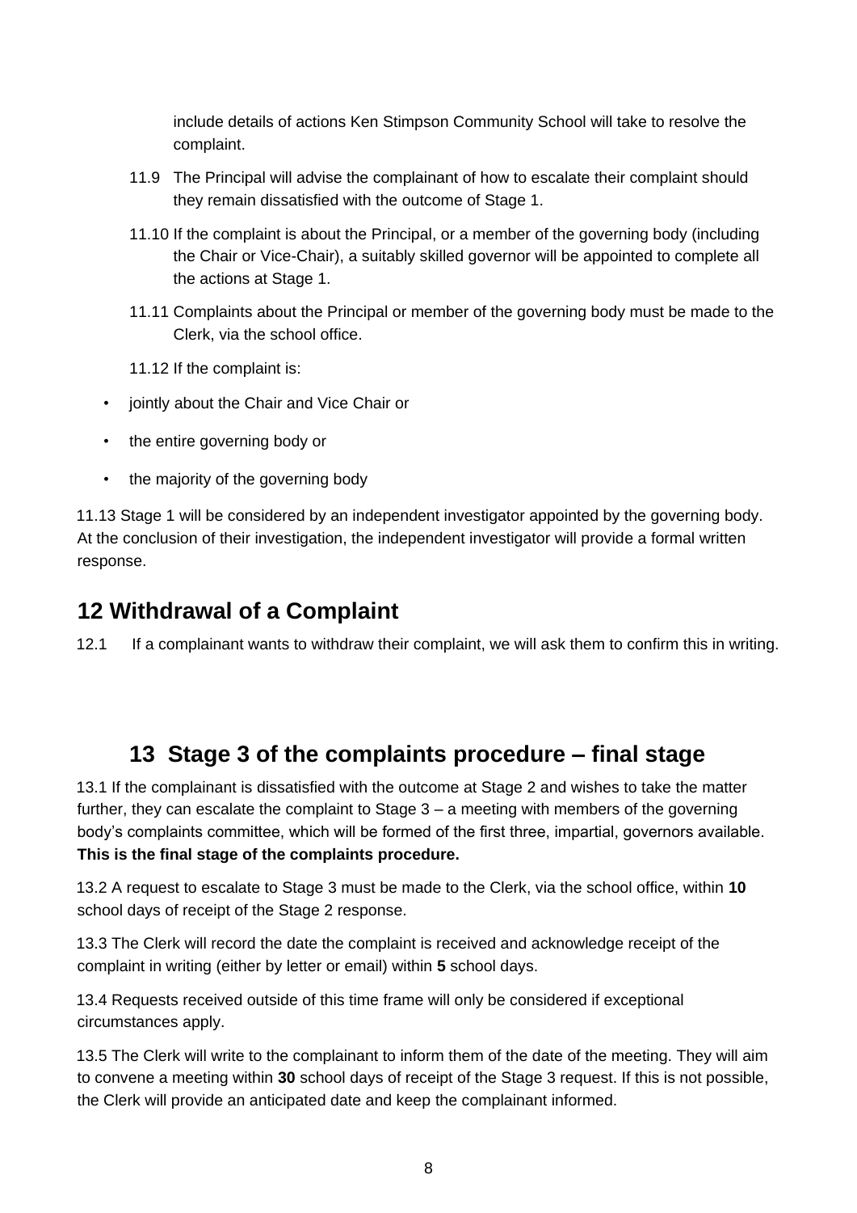include details of actions Ken Stimpson Community School will take to resolve the complaint.

11.9 The Principal will advise the complainant of how to escalate their complaint should they remain dissatisfied with the outcome of Stage 1.

11.10 If the complaint is about the Principal, or a member of the governing body (including the Chair or Vice-Chair), a suitably skilled governor will be appointed to complete all the actions at Stage 1.

11.11 Complaints about the Principal or member of the governing body must be made to the Clerk, via the school office.

11.12 If the complaint is:

- jointly about the Chair and Vice Chair or
- the entire governing body or
- the majority of the governing body

11.13 Stage 1 will be considered by an independent investigator appointed by the governing body. At the conclusion of their investigation, the independent investigator will provide a formal written response.

## 12 Withdrawal of a Complaint

12.1 If a complainant wants to withdraw their complaint, we will ask them to confirm this in writing.

## 13 Stage 3 of the complaints procedure – final stage

13.1 If the complainant is dissatisfied with the outcome at Stage 2 and wishes to take the matter further, they can escalate the complaint to Stage 3 – a meeting with members of the governing body's complaints committee, which will be formed of the first three, impartial, governors available. **This is the final stage of the complaints procedure.**

13.2 A request to escalate to Stage 3 must be made to the Clerk, via the school office, within **10** school days of receipt of the Stage 2 response.

13.3 The Clerk will record the date the complaint is received and acknowledge receipt of the complaint in writing (either by letter or email) within **5** school days.

13.4 Requests received outside of this time frame will only be considered if exceptional circumstances apply.

13.5 The Clerk will write to the complainant to inform them of the date of the meeting. They will aim to convene a meeting within **30** school days of receipt of the Stage 3 request. If this is not possible, the Clerk will provide an anticipated date and keep the complainant informed.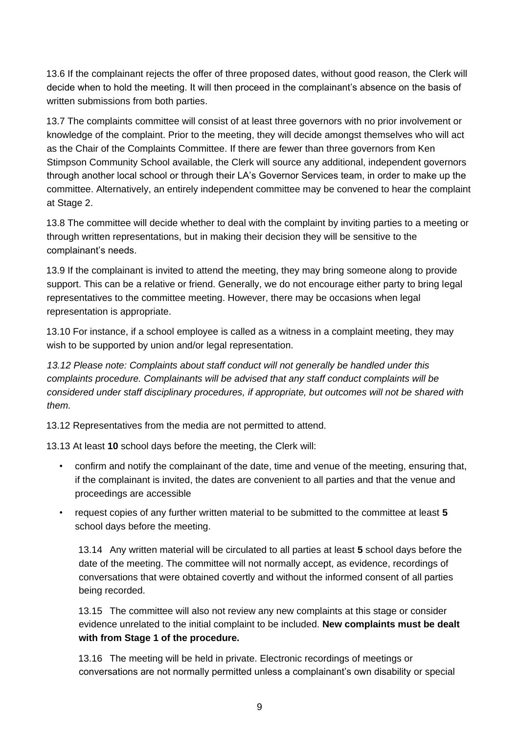13.6 If the complainant rejects the offer of three proposed dates, without good reason, the Clerk will decide when to hold the meeting. It will then proceed in the complainant's absence on the basis of written submissions from both parties.

13.7 The complaints committee will consist of at least three governors with no prior involvement or knowledge of the complaint. Prior to the meeting, they will decide amongst themselves who will act as the Chair of the Complaints Committee. If there are fewer than three governors from Ken Stimpson Community School available, the Clerk will source any additional, independent governors through another local school or through their LA's Governor Services team, in order to make up the committee. Alternatively, an entirely independent committee may be convened to hear the complaint at Stage 2.

13.8 The committee will decide whether to deal with the complaint by inviting parties to a meeting or through written representations, but in making their decision they will be sensitive to the complainant's needs.

13.9 If the complainant is invited to attend the meeting, they may bring someone along to provide support. This can be a relative or friend. Generally, we do not encourage either party to bring legal representatives to the committee meeting. However, there may be occasions when legal representation is appropriate.

13.10 For instance, if a school employee is called as a witness in a complaint meeting, they may wish to be supported by union and/or legal representation.

*13.12 Please note: Complaints about staff conduct will not generally be handled under this complaints procedure. Complainants will be advised that any staff conduct complaints will be considered under staff disciplinary procedures, if appropriate, but outcomes will not be shared with them.*

13.12 Representatives from the media are not permitted to attend.

13.13 At least **10** school days before the meeting, the Clerk will:

- confirm and notify the complainant of the date, time and venue of the meeting, ensuring that, if the complainant is invited, the dates are convenient to all parties and that the venue and proceedings are accessible
- request copies of any further written material to be submitted to the committee at least **5** school days before the meeting.

13.14 Any written material will be circulated to all parties at least **5** school days before the date of the meeting. The committee will not normally accept, as evidence, recordings of conversations that were obtained covertly and without the informed consent of all parties being recorded.

13.15 The committee will also not review any new complaints at this stage or consider evidence unrelated to the initial complaint to be included. **New complaints must be dealt with from Stage 1 of the procedure.**

13.16 The meeting will be held in private. Electronic recordings of meetings or conversations are not normally permitted unless a complainant's own disability or special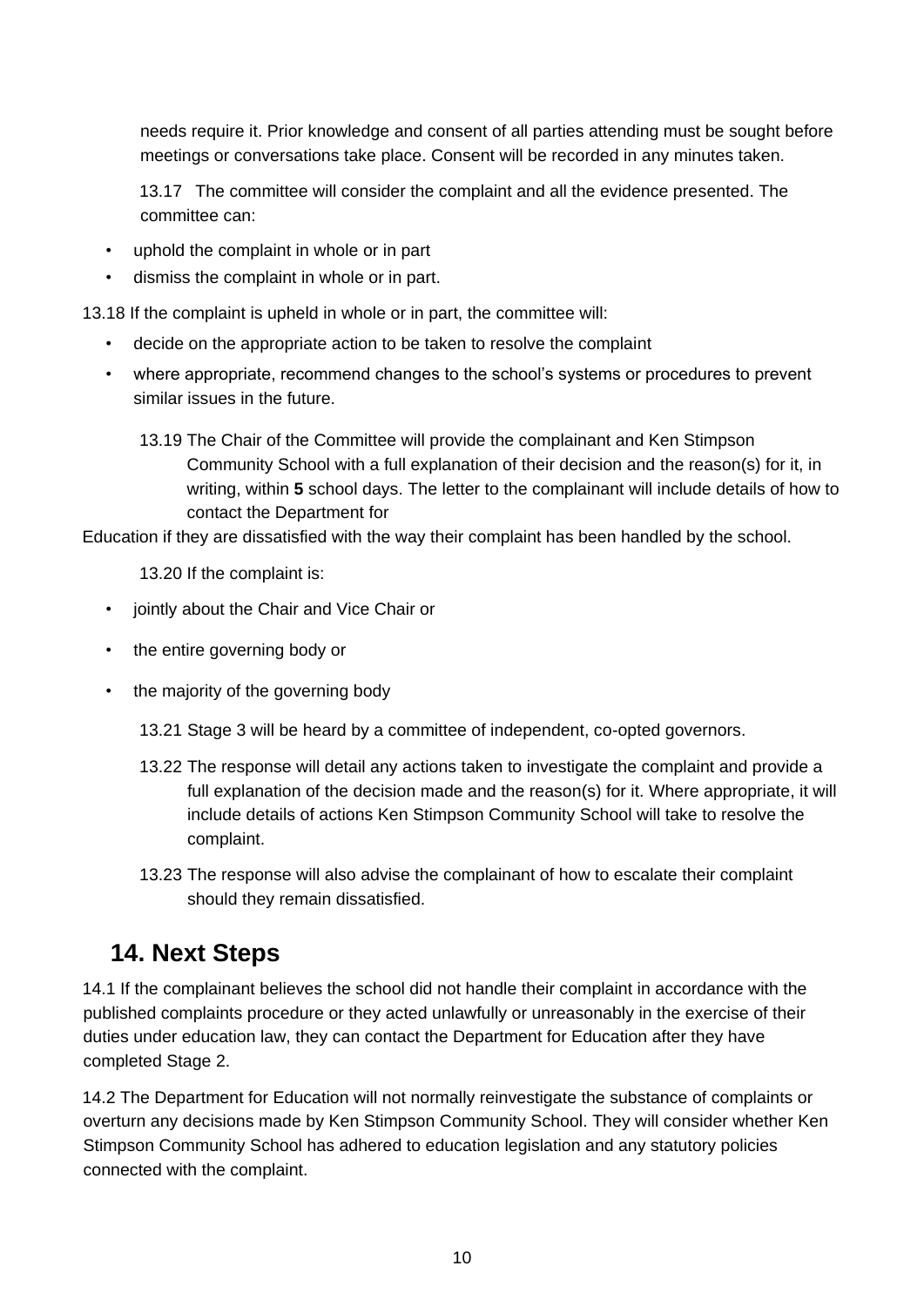needs require it. Prior knowledge and consent of all parties attending must be sought before meetings or conversations take place. Consent will be recorded in any minutes taken.

13.17 The committee will consider the complaint and all the evidence presented. The committee can:

- uphold the complaint in whole or in part
- dismiss the complaint in whole or in part.

13.18 If the complaint is upheld in whole or in part, the committee will:

- decide on the appropriate action to be taken to resolve the complaint
- where appropriate, recommend changes to the school's systems or procedures to prevent similar issues in the future.

13.19 The Chair of the Committee will provide the complainant and Ken Stimpson Community School with a full explanation of their decision and the reason(s) for it, in writing, within **5** school days. The letter to the complainant will include details of how to contact the Department for Education if they are dissatisfied with the way their complaint has been handled by the school.

13.20 If the complaint is:

- jointly about the Chair and Vice Chair or
- the entire governing body or
- the majority of the governing body

13.21 Stage 3 will be heard by a committee of independent, co-opted governors.

13.22 The response will detail any actions taken to investigate the complaint and provide a full explanation of the decision made and the reason(s) for it. Where appropriate, it will include details of actions Ken Stimpson Community School will take to resolve the complaint.

13.23 The response will also advise the complainant of how to escalate their complaint should they remain dissatisfied.

## 14. Next Steps

14.1 If the complainant believes the school did not handle their complaint in accordance with the published complaints procedure or they acted unlawfully or unreasonably in the exercise of their duties under education law, they can contact the Department for Education after they have completed Stage 2.

14.2 The Department for Education will not normally reinvestigate the substance of complaints or overturn any decisions made by Ken Stimpson Community School. They will consider whether Ken Stimpson Community School has adhered to education legislation and any statutory policies connected with the complaint.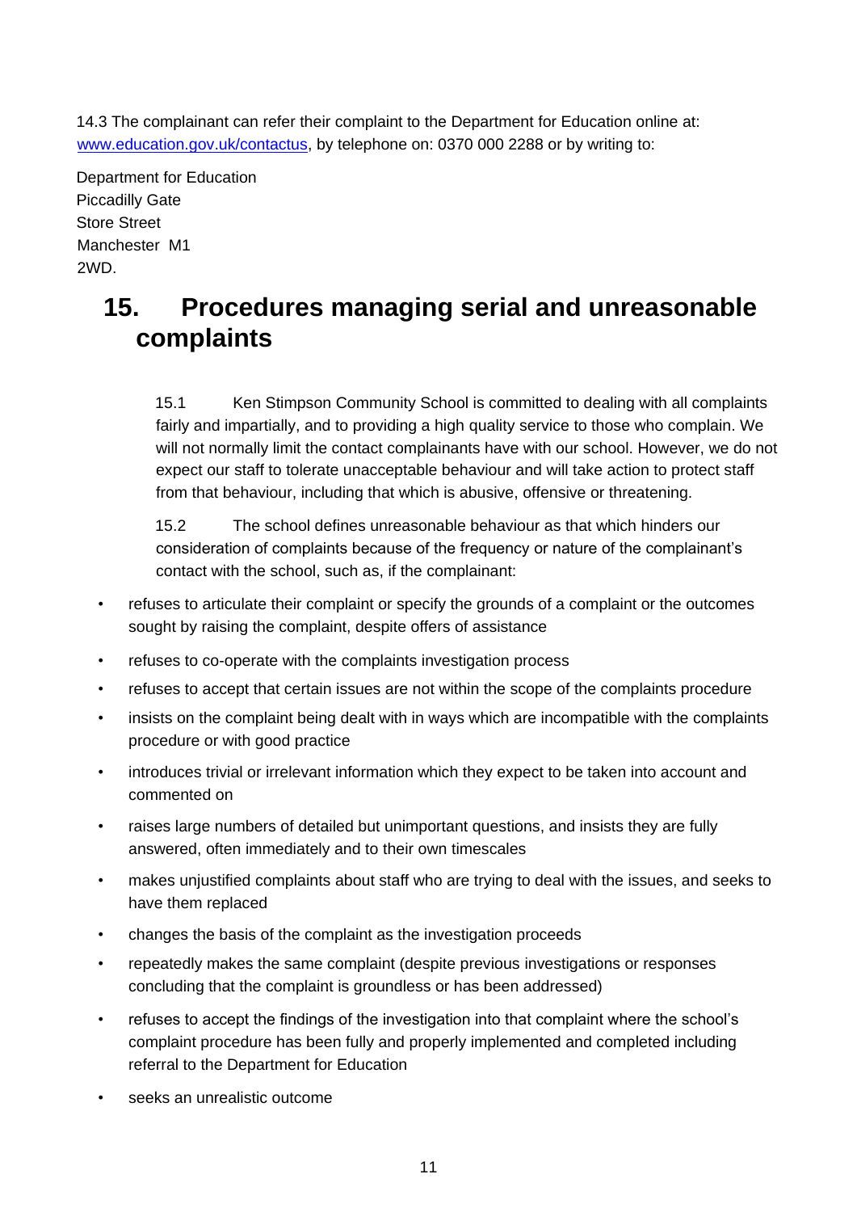14.3 The complainant can refer their complaint to the Department for Education online at: [www.education.gov.uk/contactus](http://www.education.gov.uk/contactus), by telephone on: 0370 000 2288 or by writing to:

Department for Education
Piccadilly Gate
Store Street
Manchester M1
2WD.

## 15. Procedures managing serial and unreasonable complaints

15.1 Ken Stimpson Community School is committed to dealing with all complaints fairly and impartially, and to providing a high quality service to those who complain. We will not normally limit the contact complainants have with our school. However, we do not expect our staff to tolerate unacceptable behaviour and will take action to protect staff from that behaviour, including that which is abusive, offensive or threatening.

15.2 The school defines unreasonable behaviour as that which hinders our consideration of complaints because of the frequency or nature of the complainant's contact with the school, such as, if the complainant:

- refuses to articulate their complaint or specify the grounds of a complaint or the outcomes sought by raising the complaint, despite offers of assistance
- refuses to co-operate with the complaints investigation process
- refuses to accept that certain issues are not within the scope of the complaints procedure
- insists on the complaint being dealt with in ways which are incompatible with the complaints procedure or with good practice
- introduces trivial or irrelevant information which they expect to be taken into account and commented on
- raises large numbers of detailed but unimportant questions, and insists they are fully answered, often immediately and to their own timescales
- makes unjustified complaints about staff who are trying to deal with the issues, and seeks to have them replaced
- changes the basis of the complaint as the investigation proceeds
- repeatedly makes the same complaint (despite previous investigations or responses concluding that the complaint is groundless or has been addressed)
- refuses to accept the findings of the investigation into that complaint where the school's complaint procedure has been fully and properly implemented and completed including referral to the Department for Education
- seeks an unrealistic outcome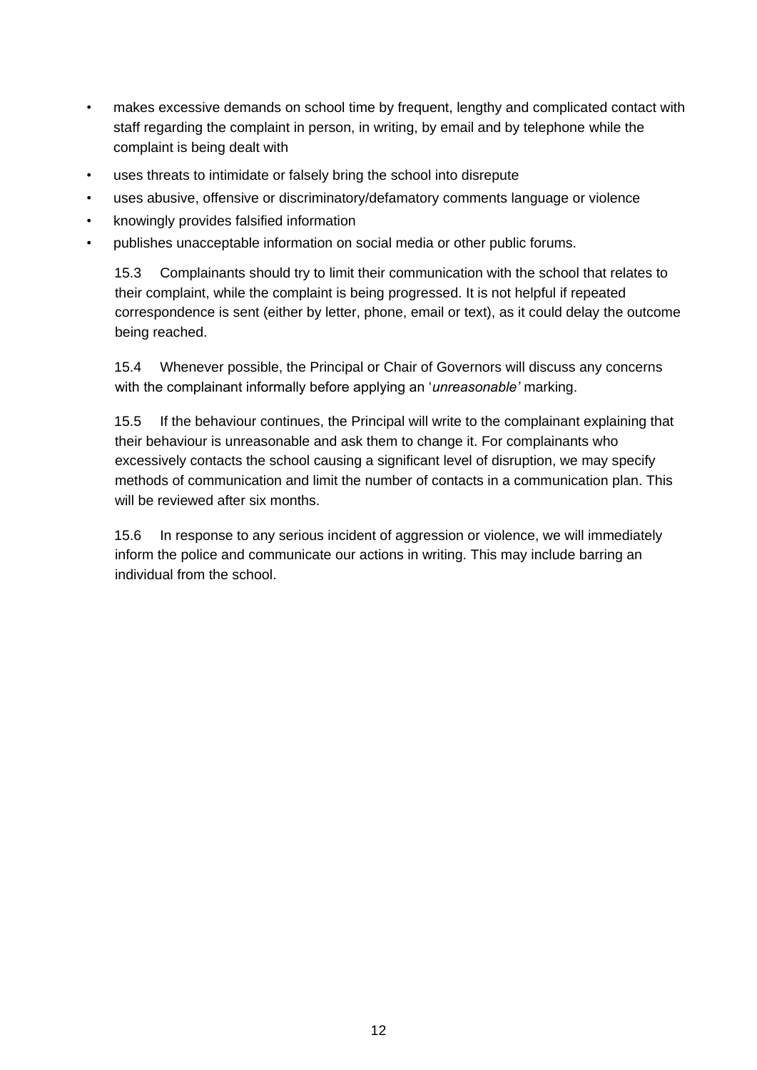- makes excessive demands on school time by frequent, lengthy and complicated contact with staff regarding the complaint in person, in writing, by email and by telephone while the complaint is being dealt with
- uses threats to intimidate or falsely bring the school into disrepute
- uses abusive, offensive or discriminatory/defamatory comments language or violence
- knowingly provides falsified information
- publishes unacceptable information on social media or other public forums.

15.3 Complainants should try to limit their communication with the school that relates to their complaint, while the complaint is being progressed. It is not helpful if repeated correspondence is sent (either by letter, phone, email or text), as it could delay the outcome being reached.

15.4 Whenever possible, the Principal or Chair of Governors will discuss any concerns with the complainant informally before applying an '*unreasonable'* marking.

15.5 If the behaviour continues, the Principal will write to the complainant explaining that their behaviour is unreasonable and ask them to change it. For complainants who excessively contacts the school causing a significant level of disruption, we may specify methods of communication and limit the number of contacts in a communication plan. This will be reviewed after six months.

15.6 In response to any serious incident of aggression or violence, we will immediately inform the police and communicate our actions in writing. This may include barring an individual from the school.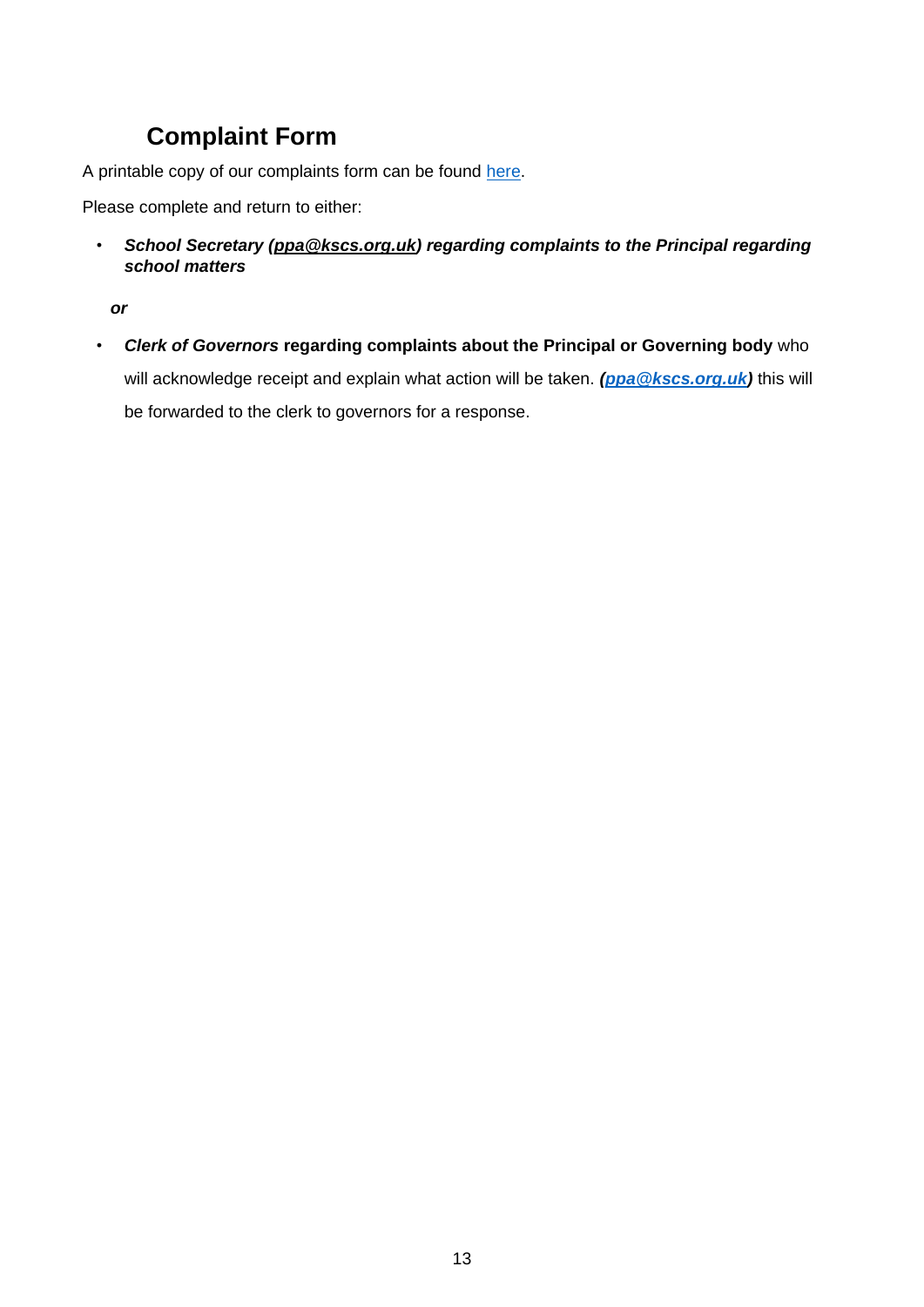## Complaint Form

A printable copy of our complaints form can be found here.

Please complete and return to either:

- ***School Secretary (ppa@kscs.org.uk) regarding complaints to the Principal regarding school matters***

***or***

- ***Clerk of Governors*** **regarding complaints about the Principal or Governing body** who will acknowledge receipt and explain what action will be taken. ***(ppa@kscs.org.uk)*** this will be forwarded to the clerk to governors for a response.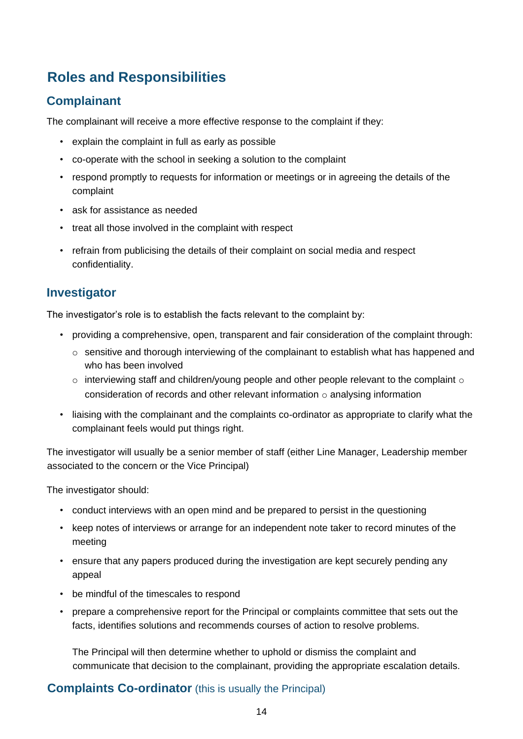# Roles and Responsibilities

## Complainant

The complainant will receive a more effective response to the complaint if they:

- explain the complaint in full as early as possible
- co-operate with the school in seeking a solution to the complaint
- respond promptly to requests for information or meetings or in agreeing the details of the complaint
- ask for assistance as needed
- treat all those involved in the complaint with respect
- refrain from publicising the details of their complaint on social media and respect confidentiality.

## Investigator

The investigator's role is to establish the facts relevant to the complaint by:

- providing a comprehensive, open, transparent and fair consideration of the complaint through:
  - sensitive and thorough interviewing of the complainant to establish what has happened and who has been involved
  - interviewing staff and children/young people and other people relevant to the complaint
  - consideration of records and other relevant information
  - analysing information
- liaising with the complainant and the complaints co-ordinator as appropriate to clarify what the complainant feels would put things right.

The investigator will usually be a senior member of staff (either Line Manager, Leadership member associated to the concern or the Vice Principal)

The investigator should:

- conduct interviews with an open mind and be prepared to persist in the questioning
- keep notes of interviews or arrange for an independent note taker to record minutes of the meeting
- ensure that any papers produced during the investigation are kept securely pending any appeal
- be mindful of the timescales to respond
- prepare a comprehensive report for the Principal or complaints committee that sets out the facts, identifies solutions and recommends courses of action to resolve problems.

  The Principal will then determine whether to uphold or dismiss the complaint and communicate that decision to the complainant, providing the appropriate escalation details.

## Complaints Co-ordinator (this is usually the Principal)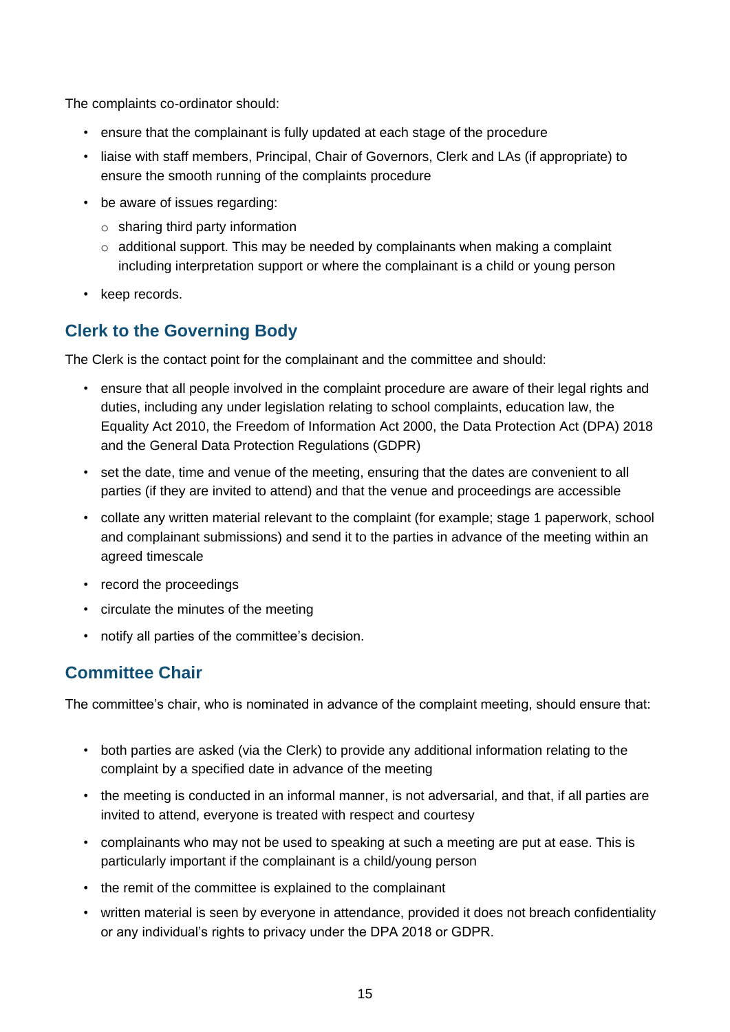The complaints co-ordinator should:

- ensure that the complainant is fully updated at each stage of the procedure
- liaise with staff members, Principal, Chair of Governors, Clerk and LAs (if appropriate) to ensure the smooth running of the complaints procedure
- be aware of issues regarding:
  - sharing third party information
  - additional support. This may be needed by complainants when making a complaint including interpretation support or where the complainant is a child or young person
- keep records.

## Clerk to the Governing Body

The Clerk is the contact point for the complainant and the committee and should:

- ensure that all people involved in the complaint procedure are aware of their legal rights and duties, including any under legislation relating to school complaints, education law, the Equality Act 2010, the Freedom of Information Act 2000, the Data Protection Act (DPA) 2018 and the General Data Protection Regulations (GDPR)
- set the date, time and venue of the meeting, ensuring that the dates are convenient to all parties (if they are invited to attend) and that the venue and proceedings are accessible
- collate any written material relevant to the complaint (for example; stage 1 paperwork, school and complainant submissions) and send it to the parties in advance of the meeting within an agreed timescale
- record the proceedings
- circulate the minutes of the meeting
- notify all parties of the committee's decision.

## Committee Chair

The committee's chair, who is nominated in advance of the complaint meeting, should ensure that:

- both parties are asked (via the Clerk) to provide any additional information relating to the complaint by a specified date in advance of the meeting
- the meeting is conducted in an informal manner, is not adversarial, and that, if all parties are invited to attend, everyone is treated with respect and courtesy
- complainants who may not be used to speaking at such a meeting are put at ease. This is particularly important if the complainant is a child/young person
- the remit of the committee is explained to the complainant
- written material is seen by everyone in attendance, provided it does not breach confidentiality or any individual's rights to privacy under the DPA 2018 or GDPR.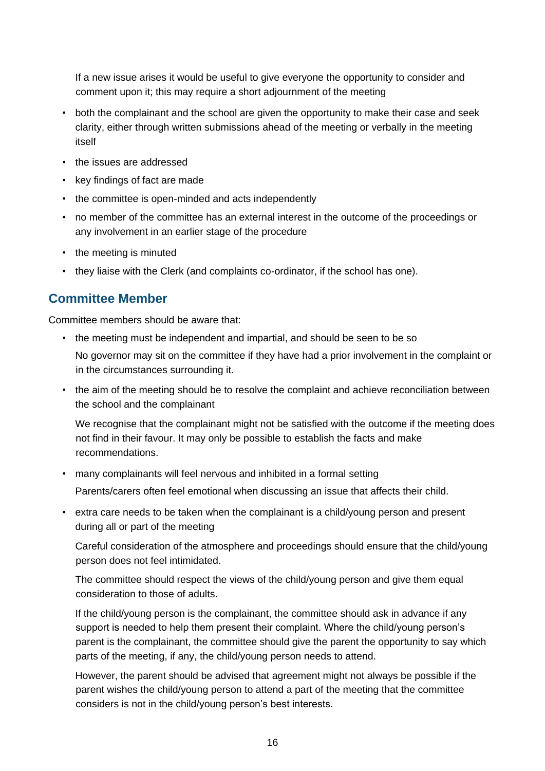If a new issue arises it would be useful to give everyone the opportunity to consider and comment upon it; this may require a short adjournment of the meeting

- both the complainant and the school are given the opportunity to make their case and seek clarity, either through written submissions ahead of the meeting or verbally in the meeting itself
- the issues are addressed
- key findings of fact are made
- the committee is open-minded and acts independently
- no member of the committee has an external interest in the outcome of the proceedings or any involvement in an earlier stage of the procedure
- the meeting is minuted
- they liaise with the Clerk (and complaints co-ordinator, if the school has one).

## Committee Member

Committee members should be aware that:

- the meeting must be independent and impartial, and should be seen to be so

  No governor may sit on the committee if they have had a prior involvement in the complaint or in the circumstances surrounding it.

- the aim of the meeting should be to resolve the complaint and achieve reconciliation between the school and the complainant

  We recognise that the complainant might not be satisfied with the outcome if the meeting does not find in their favour. It may only be possible to establish the facts and make recommendations.

- many complainants will feel nervous and inhibited in a formal setting

  Parents/carers often feel emotional when discussing an issue that affects their child.

- extra care needs to be taken when the complainant is a child/young person and present during all or part of the meeting

  Careful consideration of the atmosphere and proceedings should ensure that the child/young person does not feel intimidated.

  The committee should respect the views of the child/young person and give them equal consideration to those of adults.

  If the child/young person is the complainant, the committee should ask in advance if any support is needed to help them present their complaint. Where the child/young person's parent is the complainant, the committee should give the parent the opportunity to say which parts of the meeting, if any, the child/young person needs to attend.

  However, the parent should be advised that agreement might not always be possible if the parent wishes the child/young person to attend a part of the meeting that the committee considers is not in the child/young person's best interests.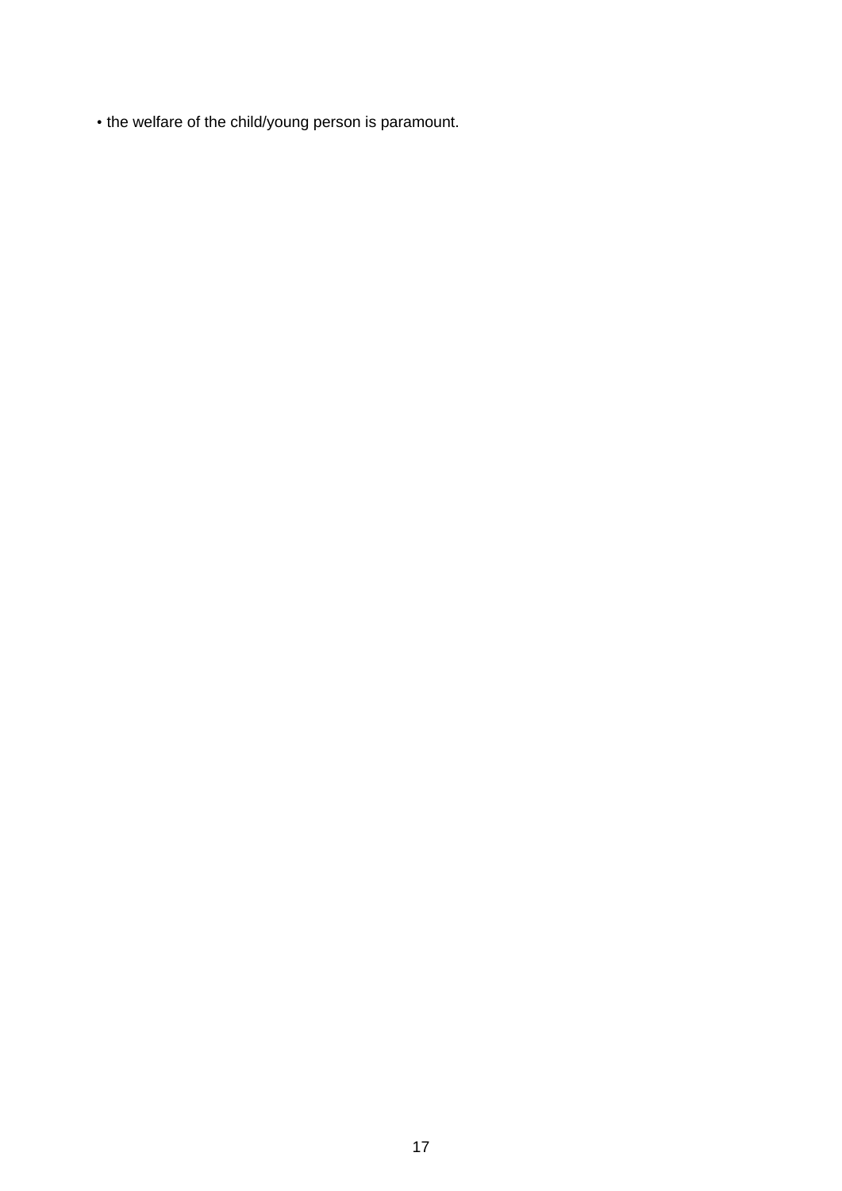- the welfare of the child/young person is paramount.